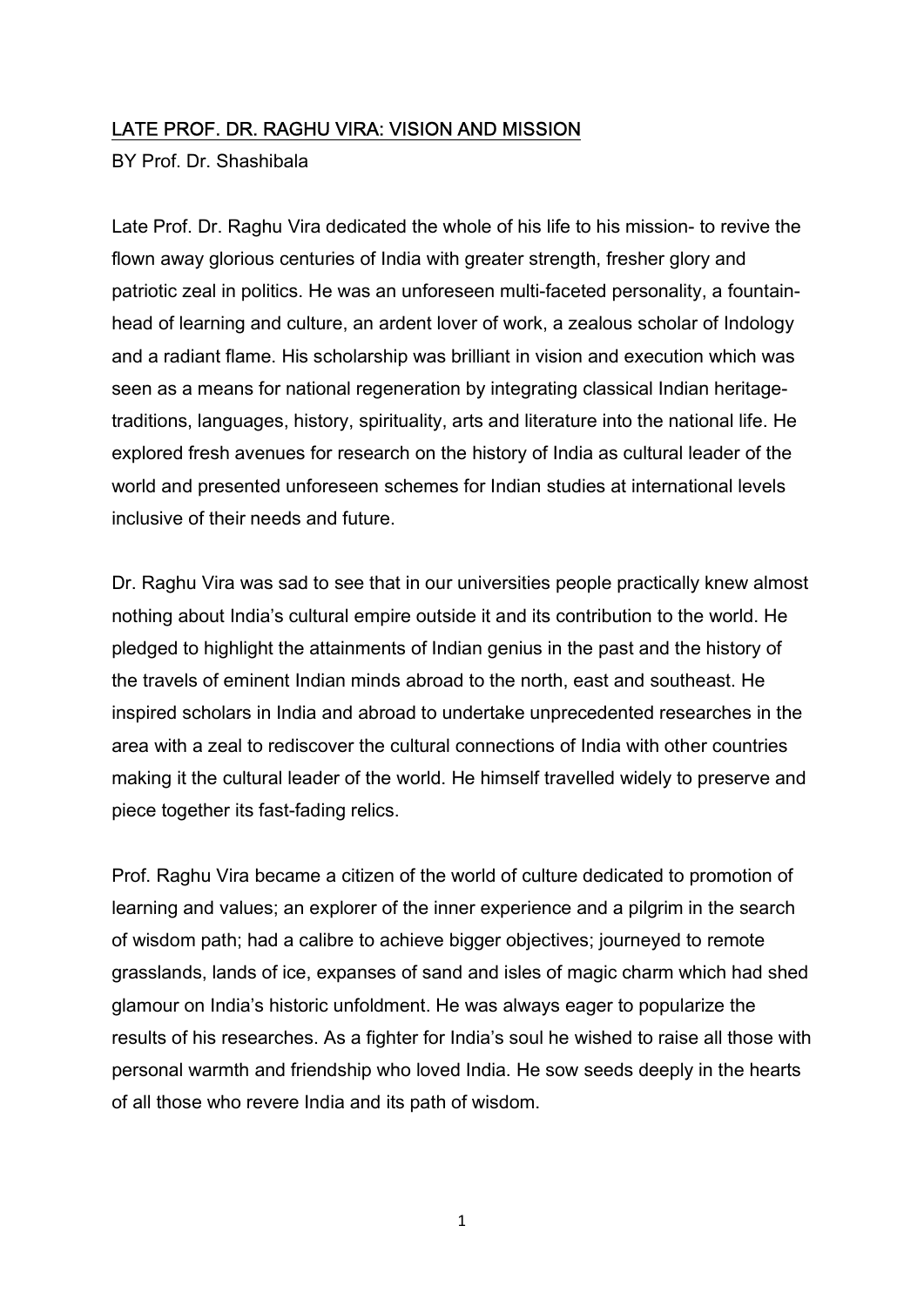# LATE PROF. DR. RAGHU VIRA: VISION AND MISSION

BY Prof. Dr. Shashibala

Late Prof. Dr. Raghu Vira dedicated the whole of his life to his mission- to revive the flown away glorious centuries of India with greater strength, fresher glory and patriotic zeal in politics. He was an unforeseen multi-faceted personality, a fountain-head of learning and culture, an ardent lover of work, a zealous scholar of Indology and a radiant flame. His scholarship was brilliant in vision and execution which was seen as a means for national regeneration by integrating classical Indian heritage-traditions, languages, history, spirituality, arts and literature into the national life. He explored fresh avenues for research on the history of India as cultural leader of the world and presented unforeseen schemes for Indian studies at international levels inclusive of their needs and future.

Dr. Raghu Vira was sad to see that in our universities people practically knew almost nothing about India's cultural empire outside it and its contribution to the world. He pledged to highlight the attainments of Indian genius in the past and the history of the travels of eminent Indian minds abroad to the north, east and southeast. He inspired scholars in India and abroad to undertake unprecedented researches in the area with a zeal to rediscover the cultural connections of India with other countries making it the cultural leader of the world. He himself travelled widely to preserve and piece together its fast-fading relics.

Prof. Raghu Vira became a citizen of the world of culture dedicated to promotion of learning and values; an explorer of the inner experience and a pilgrim in the search of wisdom path; had a calibre to achieve bigger objectives; journeyed to remote grasslands, lands of ice, expanses of sand and isles of magic charm which had shed glamour on India's historic unfoldment. He was always eager to popularize the results of his researches. As a fighter for India's soul he wished to raise all those with personal warmth and friendship who loved India. He sow seeds deeply in the hearts of all those who revere India and its path of wisdom.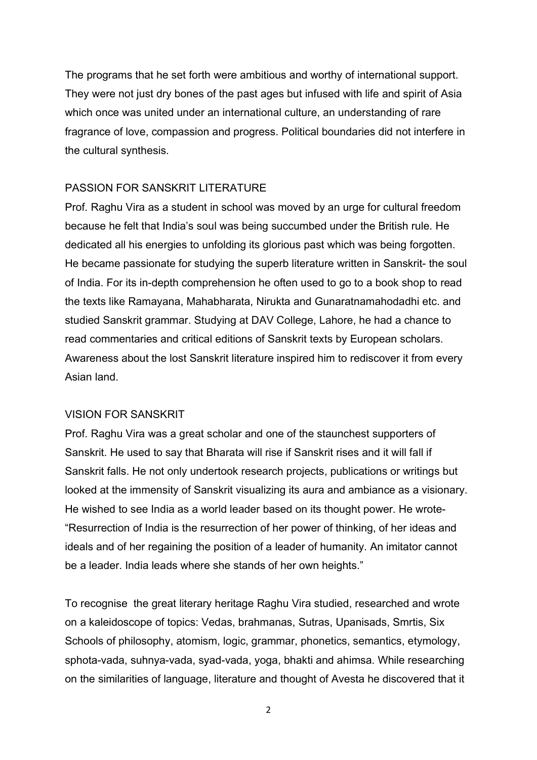The programs that he set forth were ambitious and worthy of international support. They were not just dry bones of the past ages but infused with life and spirit of Asia which once was united under an international culture, an understanding of rare fragrance of love, compassion and progress. Political boundaries did not interfere in the cultural synthesis.

## PASSION FOR SANSKRIT LITERATURE

Prof. Raghu Vira as a student in school was moved by an urge for cultural freedom because he felt that India's soul was being succumbed under the British rule. He dedicated all his energies to unfolding its glorious past which was being forgotten. He became passionate for studying the superb literature written in Sanskrit- the soul of India. For its in-depth comprehension he often used to go to a book shop to read the texts like Ramayana, Mahabharata, Nirukta and Gunaratnamahodadhi etc. and studied Sanskrit grammar. Studying at DAV College, Lahore, he had a chance to read commentaries and critical editions of Sanskrit texts by European scholars. Awareness about the lost Sanskrit literature inspired him to rediscover it from every Asian land.

## VISION FOR SANSKRIT

Prof. Raghu Vira was a great scholar and one of the staunchest supporters of Sanskrit. He used to say that Bharata will rise if Sanskrit rises and it will fall if Sanskrit falls. He not only undertook research projects, publications or writings but looked at the immensity of Sanskrit visualizing its aura and ambiance as a visionary. He wished to see India as a world leader based on its thought power. He wrote- "Resurrection of India is the resurrection of her power of thinking, of her ideas and ideals and of her regaining the position of a leader of humanity. An imitator cannot be a leader. India leads where she stands of her own heights."

To recognise the great literary heritage Raghu Vira studied, researched and wrote on a kaleidoscope of topics: Vedas, brahmanas, Sutras, Upanisads, Smrtis, Six Schools of philosophy, atomism, logic, grammar, phonetics, semantics, etymology, sphota-vada, suhnya-vada, syad-vada, yoga, bhakti and ahimsa. While researching on the similarities of language, literature and thought of Avesta he discovered that it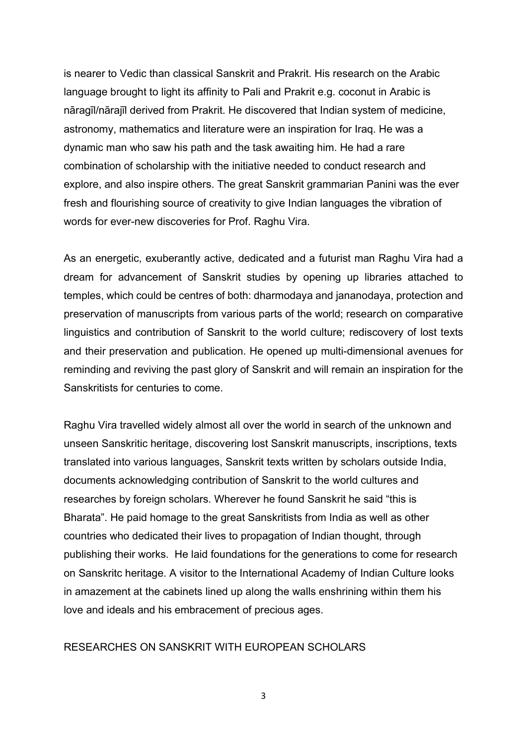is nearer to Vedic than classical Sanskrit and Prakrit. His research on the Arabic language brought to light its affinity to Pali and Prakrit e.g. coconut in Arabic is nāragīl/nārajīl derived from Prakrit. He discovered that Indian system of medicine, astronomy, mathematics and literature were an inspiration for Iraq. He was a dynamic man who saw his path and the task awaiting him. He had a rare combination of scholarship with the initiative needed to conduct research and explore, and also inspire others. The great Sanskrit grammarian Panini was the ever fresh and flourishing source of creativity to give Indian languages the vibration of words for ever-new discoveries for Prof. Raghu Vira.

As an energetic, exuberantly active, dedicated and a futurist man Raghu Vira had a dream for advancement of Sanskrit studies by opening up libraries attached to temples, which could be centres of both: dharmodaya and jananodaya, protection and preservation of manuscripts from various parts of the world; research on comparative linguistics and contribution of Sanskrit to the world culture; rediscovery of lost texts and their preservation and publication. He opened up multi-dimensional avenues for reminding and reviving the past glory of Sanskrit and will remain an inspiration for the Sanskritists for centuries to come.

Raghu Vira travelled widely almost all over the world in search of the unknown and unseen Sanskritic heritage, discovering lost Sanskrit manuscripts, inscriptions, texts translated into various languages, Sanskrit texts written by scholars outside India, documents acknowledging contribution of Sanskrit to the world cultures and researches by foreign scholars. Wherever he found Sanskrit he said "this is Bharata". He paid homage to the great Sanskritists from India as well as other countries who dedicated their lives to propagation of Indian thought, through publishing their works. He laid foundations for the generations to come for research on Sanskritc heritage. A visitor to the International Academy of Indian Culture looks in amazement at the cabinets lined up along the walls enshrining within them his love and ideals and his embracement of precious ages.

## RESEARCHES ON SANSKRIT WITH EUROPEAN SCHOLARS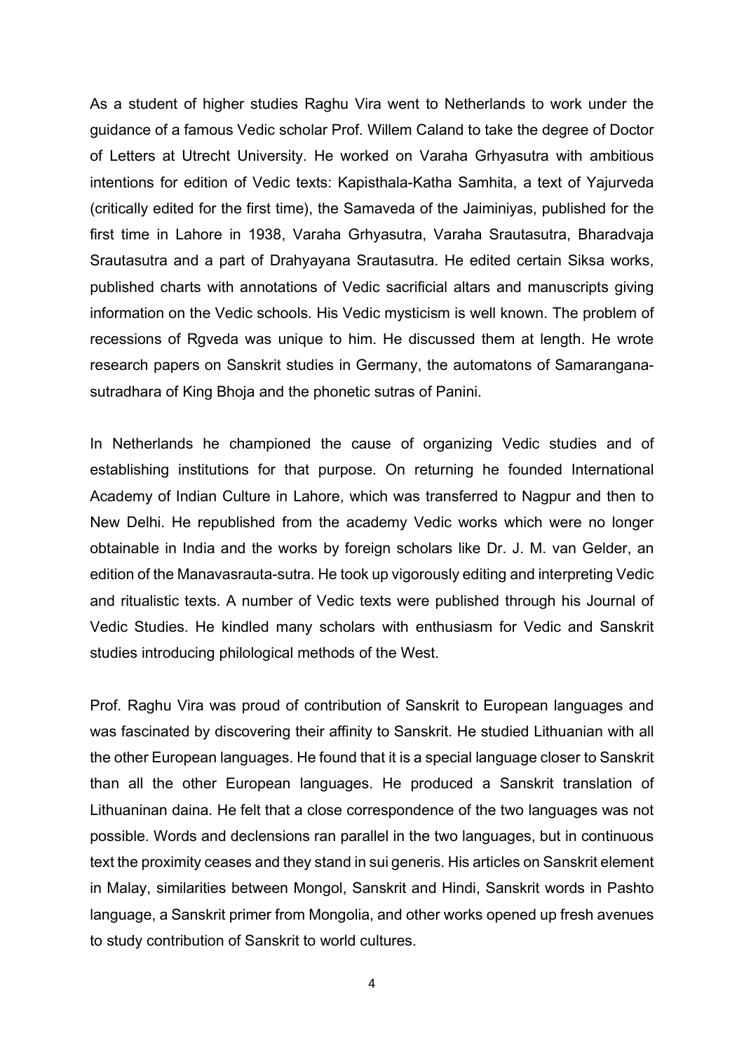As a student of higher studies Raghu Vira went to Netherlands to work under the guidance of a famous Vedic scholar Prof. Willem Caland to take the degree of Doctor of Letters at Utrecht University. He worked on Varaha Grhyasutra with ambitious intentions for edition of Vedic texts: Kapisthala-Katha Samhita, a text of Yajurveda (critically edited for the first time), the Samaveda of the Jaiminiyas, published for the first time in Lahore in 1938, Varaha Grhyasutra, Varaha Srautasutra, Bharadvaja Srautasutra and a part of Drahyayana Srautasutra. He edited certain Siksa works, published charts with annotations of Vedic sacrificial altars and manuscripts giving information on the Vedic schools. His Vedic mysticism is well known. The problem of recessions of Rgveda was unique to him. He discussed them at length. He wrote research papers on Sanskrit studies in Germany, the automatons of Samarangana-sutradhara of King Bhoja and the phonetic sutras of Panini.

In Netherlands he championed the cause of organizing Vedic studies and of establishing institutions for that purpose. On returning he founded International Academy of Indian Culture in Lahore, which was transferred to Nagpur and then to New Delhi. He republished from the academy Vedic works which were no longer obtainable in India and the works by foreign scholars like Dr. J. M. van Gelder, an edition of the Manavasrauta-sutra. He took up vigorously editing and interpreting Vedic and ritualistic texts. A number of Vedic texts were published through his Journal of Vedic Studies. He kindled many scholars with enthusiasm for Vedic and Sanskrit studies introducing philological methods of the West.

Prof. Raghu Vira was proud of contribution of Sanskrit to European languages and was fascinated by discovering their affinity to Sanskrit. He studied Lithuanian with all the other European languages. He found that it is a special language closer to Sanskrit than all the other European languages. He produced a Sanskrit translation of Lithuaninan daina. He felt that a close correspondence of the two languages was not possible. Words and declensions ran parallel in the two languages, but in continuous text the proximity ceases and they stand in sui generis. His articles on Sanskrit element in Malay, similarities between Mongol, Sanskrit and Hindi, Sanskrit words in Pashto language, a Sanskrit primer from Mongolia, and other works opened up fresh avenues to study contribution of Sanskrit to world cultures.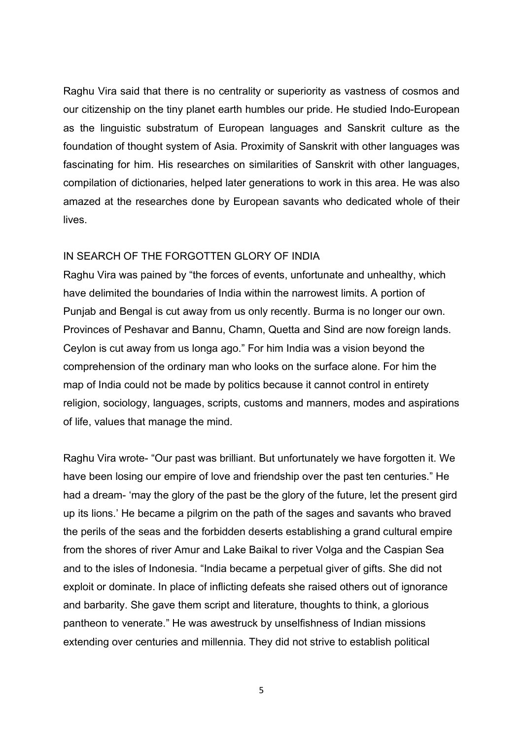Raghu Vira said that there is no centrality or superiority as vastness of cosmos and our citizenship on the tiny planet earth humbles our pride. He studied Indo-European as the linguistic substratum of European languages and Sanskrit culture as the foundation of thought system of Asia. Proximity of Sanskrit with other languages was fascinating for him. His researches on similarities of Sanskrit with other languages, compilation of dictionaries, helped later generations to work in this area. He was also amazed at the researches done by European savants who dedicated whole of their lives.

## IN SEARCH OF THE FORGOTTEN GLORY OF INDIA

Raghu Vira was pained by "the forces of events, unfortunate and unhealthy, which have delimited the boundaries of India within the narrowest limits. A portion of Punjab and Bengal is cut away from us only recently. Burma is no longer our own. Provinces of Peshavar and Bannu, Chamn, Quetta and Sind are now foreign lands. Ceylon is cut away from us longa ago." For him India was a vision beyond the comprehension of the ordinary man who looks on the surface alone. For him the map of India could not be made by politics because it cannot control in entirety religion, sociology, languages, scripts, customs and manners, modes and aspirations of life, values that manage the mind.

Raghu Vira wrote- "Our past was brilliant. But unfortunately we have forgotten it. We have been losing our empire of love and friendship over the past ten centuries." He had a dream- 'may the glory of the past be the glory of the future, let the present gird up its lions.' He became a pilgrim on the path of the sages and savants who braved the perils of the seas and the forbidden deserts establishing a grand cultural empire from the shores of river Amur and Lake Baikal to river Volga and the Caspian Sea and to the isles of Indonesia. "India became a perpetual giver of gifts. She did not exploit or dominate. In place of inflicting defeats she raised others out of ignorance and barbarity. She gave them script and literature, thoughts to think, a glorious pantheon to venerate." He was awestruck by unselfishness of Indian missions extending over centuries and millennia. They did not strive to establish political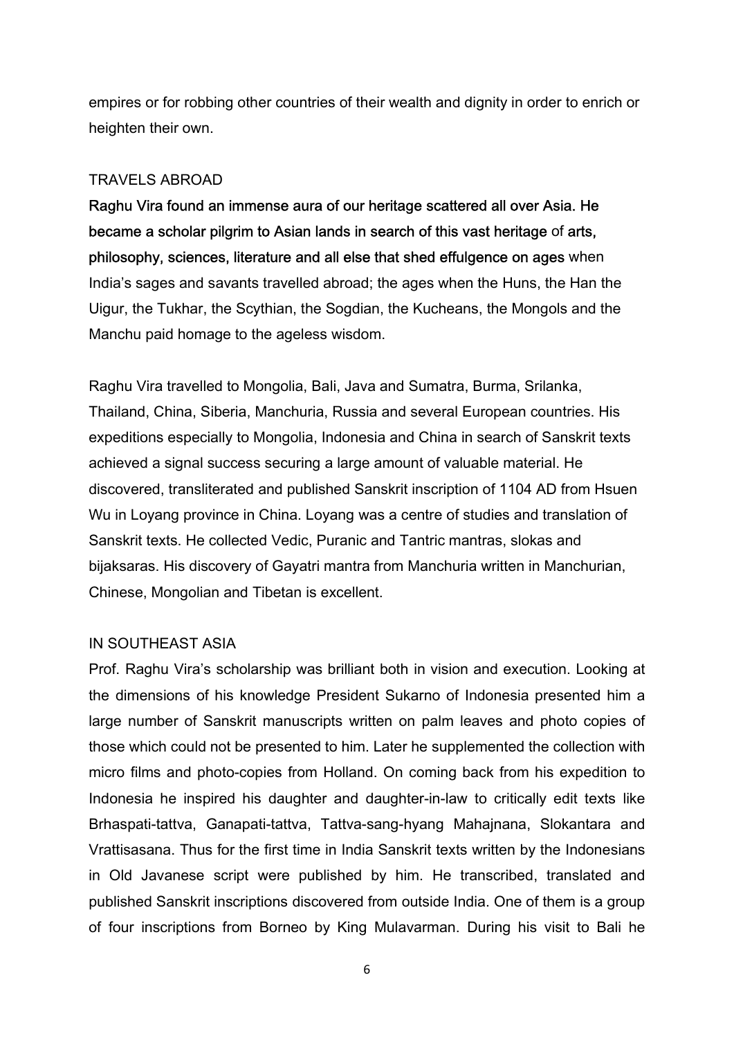empires or for robbing other countries of their wealth and dignity in order to enrich or heighten their own.

## TRAVELS ABROAD

**Raghu Vira found an immense aura of our heritage scattered all over Asia. He became a scholar pilgrim to Asian lands in search of this vast heritage** of **arts, philosophy, sciences, literature and all else that shed effulgence on ages** when India's sages and savants travelled abroad; the ages when the Huns, the Han the Uigur, the Tukhar, the Scythian, the Sogdian, the Kucheans, the Mongols and the Manchu paid homage to the ageless wisdom.

Raghu Vira travelled to Mongolia, Bali, Java and Sumatra, Burma, Srilanka, Thailand, China, Siberia, Manchuria, Russia and several European countries. His expeditions especially to Mongolia, Indonesia and China in search of Sanskrit texts achieved a signal success securing a large amount of valuable material. He discovered, transliterated and published Sanskrit inscription of 1104 AD from Hsuen Wu in Loyang province in China. Loyang was a centre of studies and translation of Sanskrit texts. He collected Vedic, Puranic and Tantric mantras, slokas and bijaksaras. His discovery of Gayatri mantra from Manchuria written in Manchurian, Chinese, Mongolian and Tibetan is excellent.

## IN SOUTHEAST ASIA

Prof. Raghu Vira's scholarship was brilliant both in vision and execution. Looking at the dimensions of his knowledge President Sukarno of Indonesia presented him a large number of Sanskrit manuscripts written on palm leaves and photo copies of those which could not be presented to him. Later he supplemented the collection with micro films and photo-copies from Holland. On coming back from his expedition to Indonesia he inspired his daughter and daughter-in-law to critically edit texts like Brhaspati-tattva, Ganapati-tattva, Tattva-sang-hyang Mahajnana, Slokantara and Vrattisasana. Thus for the first time in India Sanskrit texts written by the Indonesians in Old Javanese script were published by him. He transcribed, translated and published Sanskrit inscriptions discovered from outside India. One of them is a group of four inscriptions from Borneo by King Mulavarman. During his visit to Bali he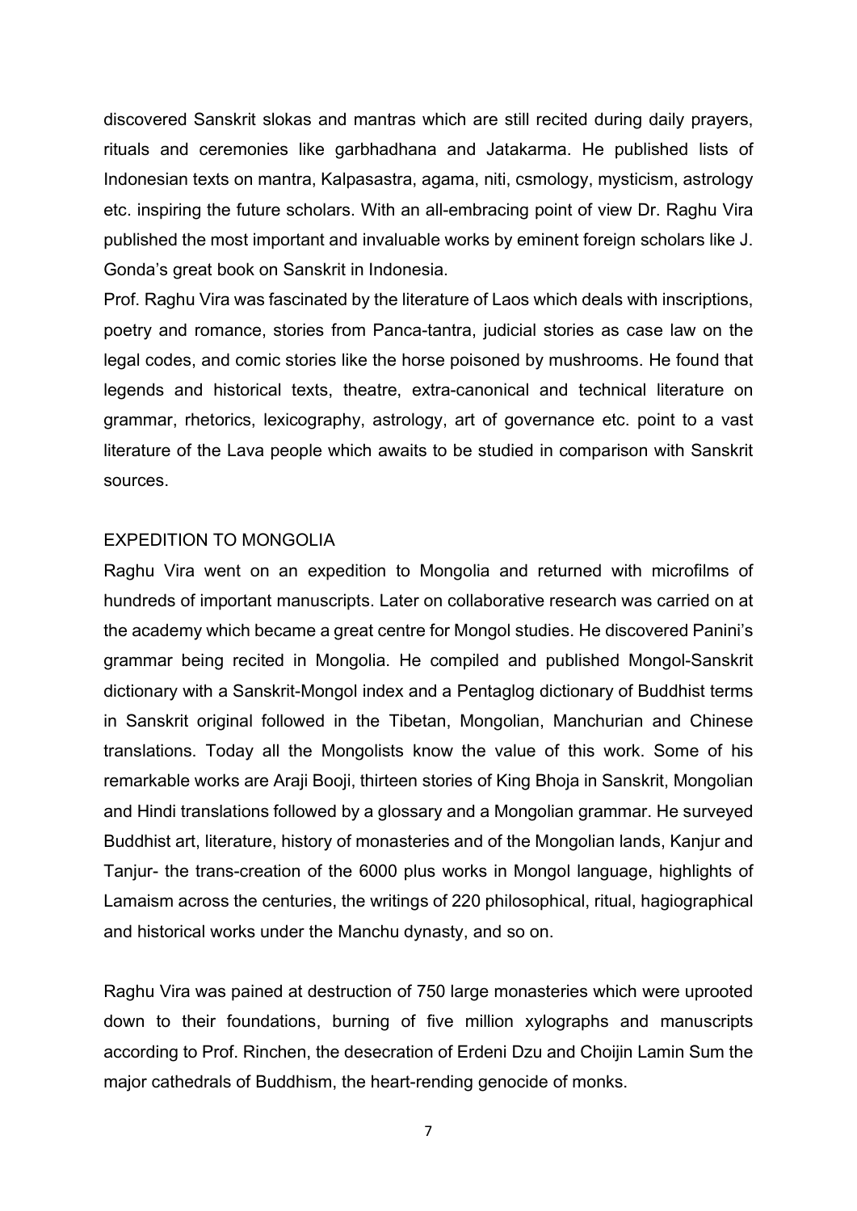discovered Sanskrit slokas and mantras which are still recited during daily prayers, rituals and ceremonies like garbhadhana and Jatakarma. He published lists of Indonesian texts on mantra, Kalpasastra, agama, niti, csmology, mysticism, astrology etc. inspiring the future scholars. With an all-embracing point of view Dr. Raghu Vira published the most important and invaluable works by eminent foreign scholars like J. Gonda's great book on Sanskrit in Indonesia.

Prof. Raghu Vira was fascinated by the literature of Laos which deals with inscriptions, poetry and romance, stories from Panca-tantra, judicial stories as case law on the legal codes, and comic stories like the horse poisoned by mushrooms. He found that legends and historical texts, theatre, extra-canonical and technical literature on grammar, rhetorics, lexicography, astrology, art of governance etc. point to a vast literature of the Lava people which awaits to be studied in comparison with Sanskrit sources.

## EXPEDITION TO MONGOLIA

Raghu Vira went on an expedition to Mongolia and returned with microfilms of hundreds of important manuscripts. Later on collaborative research was carried on at the academy which became a great centre for Mongol studies. He discovered Panini's grammar being recited in Mongolia. He compiled and published Mongol-Sanskrit dictionary with a Sanskrit-Mongol index and a Pentaglog dictionary of Buddhist terms in Sanskrit original followed in the Tibetan, Mongolian, Manchurian and Chinese translations. Today all the Mongolists know the value of this work. Some of his remarkable works are Araji Booji, thirteen stories of King Bhoja in Sanskrit, Mongolian and Hindi translations followed by a glossary and a Mongolian grammar. He surveyed Buddhist art, literature, history of monasteries and of the Mongolian lands, Kanjur and Tanjur- the trans-creation of the 6000 plus works in Mongol language, highlights of Lamaism across the centuries, the writings of 220 philosophical, ritual, hagiographical and historical works under the Manchu dynasty, and so on.

Raghu Vira was pained at destruction of 750 large monasteries which were uprooted down to their foundations, burning of five million xylographs and manuscripts according to Prof. Rinchen, the desecration of Erdeni Dzu and Choijin Lamin Sum the major cathedrals of Buddhism, the heart-rending genocide of monks.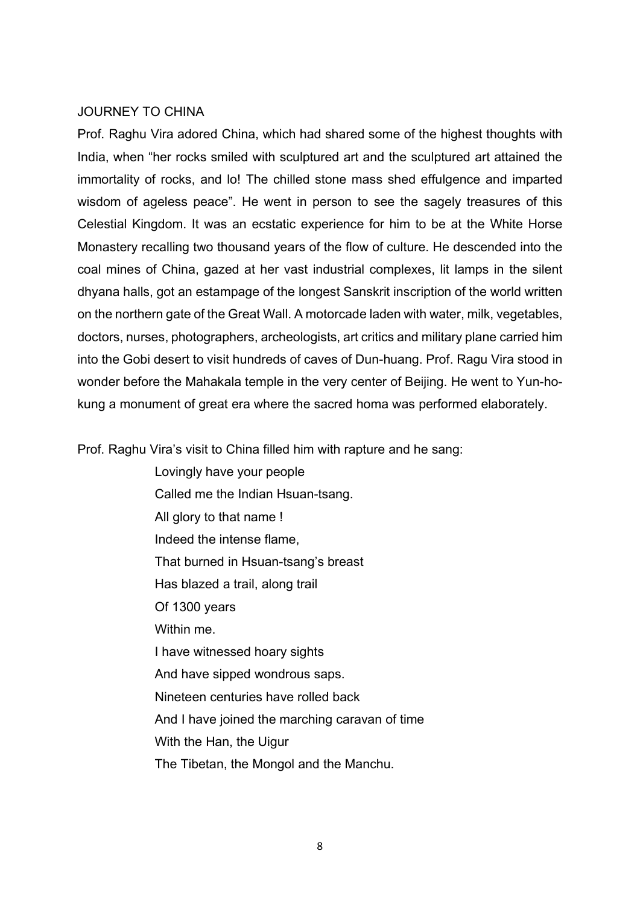## JOURNEY TO CHINA

Prof. Raghu Vira adored China, which had shared some of the highest thoughts with India, when "her rocks smiled with sculptured art and the sculptured art attained the immortality of rocks, and lo! The chilled stone mass shed effulgence and imparted wisdom of ageless peace". He went in person to see the sagely treasures of this Celestial Kingdom. It was an ecstatic experience for him to be at the White Horse Monastery recalling two thousand years of the flow of culture. He descended into the coal mines of China, gazed at her vast industrial complexes, lit lamps in the silent dhyana halls, got an estampage of the longest Sanskrit inscription of the world written on the northern gate of the Great Wall. A motorcade laden with water, milk, vegetables, doctors, nurses, photographers, archeologists, art critics and military plane carried him into the Gobi desert to visit hundreds of caves of Dun-huang. Prof. Ragu Vira stood in wonder before the Mahakala temple in the very center of Beijing. He went to Yun-ho-kung a monument of great era where the sacred homa was performed elaborately.

Prof. Raghu Vira's visit to China filled him with rapture and he sang:

> Lovingly have your people
> Called me the Indian Hsuan-tsang.
> All glory to that name !
> Indeed the intense flame,
> That burned in Hsuan-tsang's breast
> Has blazed a trail, along trail
> Of 1300 years
> Within me.
> I have witnessed hoary sights
> And have sipped wondrous saps.
> Nineteen centuries have rolled back
> And I have joined the marching caravan of time
> With the Han, the Uigur
> The Tibetan, the Mongol and the Manchu.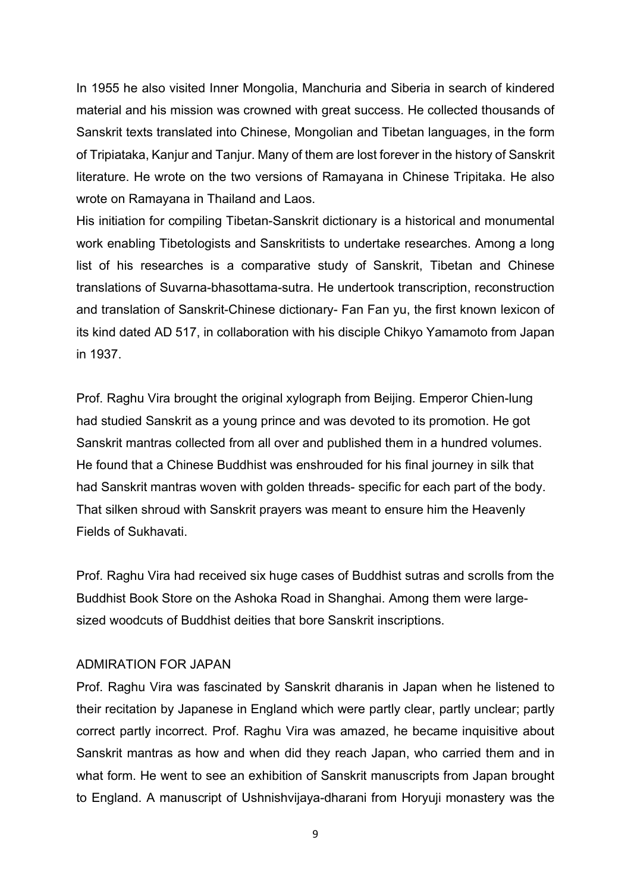In 1955 he also visited Inner Mongolia, Manchuria and Siberia in search of kindered material and his mission was crowned with great success. He collected thousands of Sanskrit texts translated into Chinese, Mongolian and Tibetan languages, in the form of Tripiataka, Kanjur and Tanjur. Many of them are lost forever in the history of Sanskrit literature. He wrote on the two versions of Ramayana in Chinese Tripitaka. He also wrote on Ramayana in Thailand and Laos.
His initiation for compiling Tibetan-Sanskrit dictionary is a historical and monumental work enabling Tibetologists and Sanskritists to undertake researches. Among a long list of his researches is a comparative study of Sanskrit, Tibetan and Chinese translations of Suvarna-bhasottama-sutra. He undertook transcription, reconstruction and translation of Sanskrit-Chinese dictionary- Fan Fan yu, the first known lexicon of its kind dated AD 517, in collaboration with his disciple Chikyo Yamamoto from Japan in 1937.

Prof. Raghu Vira brought the original xylograph from Beijing. Emperor Chien-lung had studied Sanskrit as a young prince and was devoted to its promotion. He got Sanskrit mantras collected from all over and published them in a hundred volumes. He found that a Chinese Buddhist was enshrouded for his final journey in silk that had Sanskrit mantras woven with golden threads- specific for each part of the body. That silken shroud with Sanskrit prayers was meant to ensure him the Heavenly Fields of Sukhavati.

Prof. Raghu Vira had received six huge cases of Buddhist sutras and scrolls from the Buddhist Book Store on the Ashoka Road in Shanghai. Among them were large-sized woodcuts of Buddhist deities that bore Sanskrit inscriptions.

## ADMIRATION FOR JAPAN

Prof. Raghu Vira was fascinated by Sanskrit dharanis in Japan when he listened to their recitation by Japanese in England which were partly clear, partly unclear; partly correct partly incorrect. Prof. Raghu Vira was amazed, he became inquisitive about Sanskrit mantras as how and when did they reach Japan, who carried them and in what form. He went to see an exhibition of Sanskrit manuscripts from Japan brought to England. A manuscript of Ushnishvijaya-dharani from Horyuji monastery was the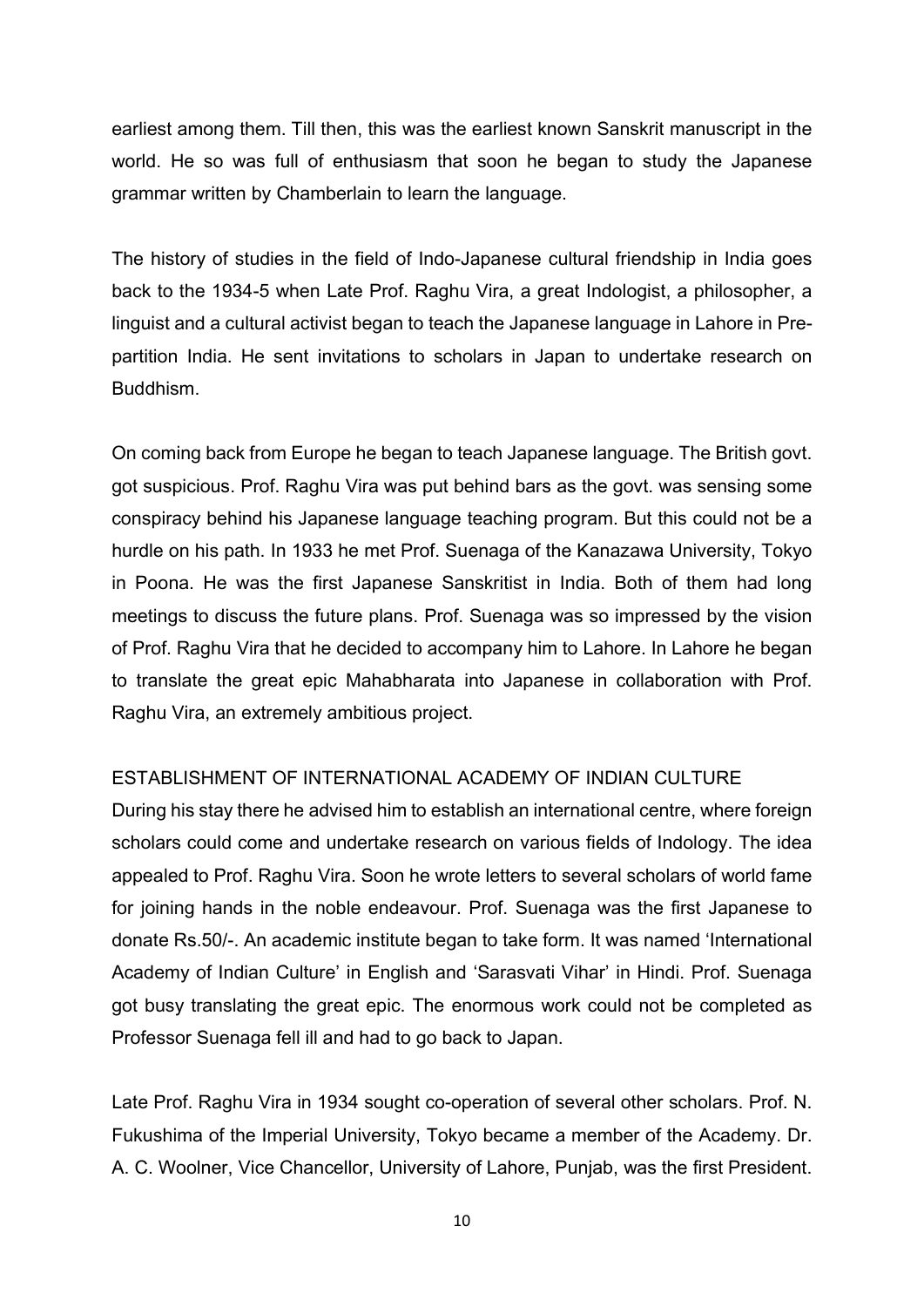earliest among them. Till then, this was the earliest known Sanskrit manuscript in the world. He so was full of enthusiasm that soon he began to study the Japanese grammar written by Chamberlain to learn the language.

The history of studies in the field of Indo-Japanese cultural friendship in India goes back to the 1934-5 when Late Prof. Raghu Vira, a great Indologist, a philosopher, a linguist and a cultural activist began to teach the Japanese language in Lahore in Pre-partition India. He sent invitations to scholars in Japan to undertake research on Buddhism.

On coming back from Europe he began to teach Japanese language. The British govt. got suspicious. Prof. Raghu Vira was put behind bars as the govt. was sensing some conspiracy behind his Japanese language teaching program. But this could not be a hurdle on his path. In 1933 he met Prof. Suenaga of the Kanazawa University, Tokyo in Poona. He was the first Japanese Sanskritist in India. Both of them had long meetings to discuss the future plans. Prof. Suenaga was so impressed by the vision of Prof. Raghu Vira that he decided to accompany him to Lahore. In Lahore he began to translate the great epic Mahabharata into Japanese in collaboration with Prof. Raghu Vira, an extremely ambitious project.

## ESTABLISHMENT OF INTERNATIONAL ACADEMY OF INDIAN CULTURE

During his stay there he advised him to establish an international centre, where foreign scholars could come and undertake research on various fields of Indology. The idea appealed to Prof. Raghu Vira. Soon he wrote letters to several scholars of world fame for joining hands in the noble endeavour. Prof. Suenaga was the first Japanese to donate Rs.50/-. An academic institute began to take form. It was named 'International Academy of Indian Culture' in English and 'Sarasvati Vihar' in Hindi. Prof. Suenaga got busy translating the great epic. The enormous work could not be completed as Professor Suenaga fell ill and had to go back to Japan.

Late Prof. Raghu Vira in 1934 sought co-operation of several other scholars. Prof. N. Fukushima of the Imperial University, Tokyo became a member of the Academy. Dr. A. C. Woolner, Vice Chancellor, University of Lahore, Punjab, was the first President.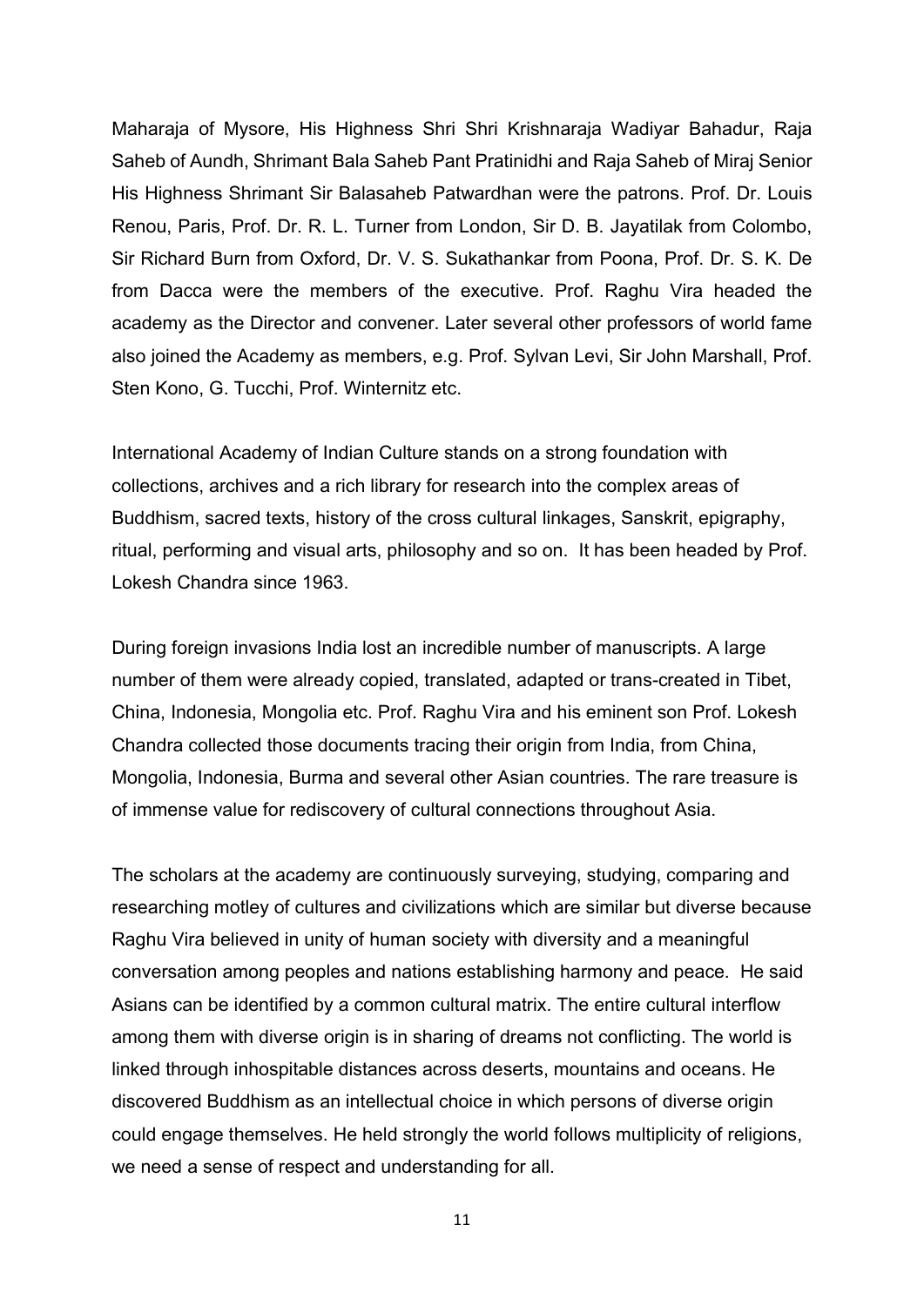Maharaja of Mysore, His Highness Shri Shri Krishnaraja Wadiyar Bahadur, Raja Saheb of Aundh, Shrimant Bala Saheb Pant Pratinidhi and Raja Saheb of Miraj Senior His Highness Shrimant Sir Balasaheb Patwardhan were the patrons. Prof. Dr. Louis Renou, Paris, Prof. Dr. R. L. Turner from London, Sir D. B. Jayatilak from Colombo, Sir Richard Burn from Oxford, Dr. V. S. Sukathankar from Poona, Prof. Dr. S. K. De from Dacca were the members of the executive. Prof. Raghu Vira headed the academy as the Director and convener. Later several other professors of world fame also joined the Academy as members, e.g. Prof. Sylvan Levi, Sir John Marshall, Prof. Sten Kono, G. Tucchi, Prof. Winternitz etc.

International Academy of Indian Culture stands on a strong foundation with collections, archives and a rich library for research into the complex areas of Buddhism, sacred texts, history of the cross cultural linkages, Sanskrit, epigraphy, ritual, performing and visual arts, philosophy and so on. It has been headed by Prof. Lokesh Chandra since 1963.

During foreign invasions India lost an incredible number of manuscripts. A large number of them were already copied, translated, adapted or trans-created in Tibet, China, Indonesia, Mongolia etc. Prof. Raghu Vira and his eminent son Prof. Lokesh Chandra collected those documents tracing their origin from India, from China, Mongolia, Indonesia, Burma and several other Asian countries. The rare treasure is of immense value for rediscovery of cultural connections throughout Asia.

The scholars at the academy are continuously surveying, studying, comparing and researching motley of cultures and civilizations which are similar but diverse because Raghu Vira believed in unity of human society with diversity and a meaningful conversation among peoples and nations establishing harmony and peace. He said Asians can be identified by a common cultural matrix. The entire cultural interflow among them with diverse origin is in sharing of dreams not conflicting. The world is linked through inhospitable distances across deserts, mountains and oceans. He discovered Buddhism as an intellectual choice in which persons of diverse origin could engage themselves. He held strongly the world follows multiplicity of religions, we need a sense of respect and understanding for all.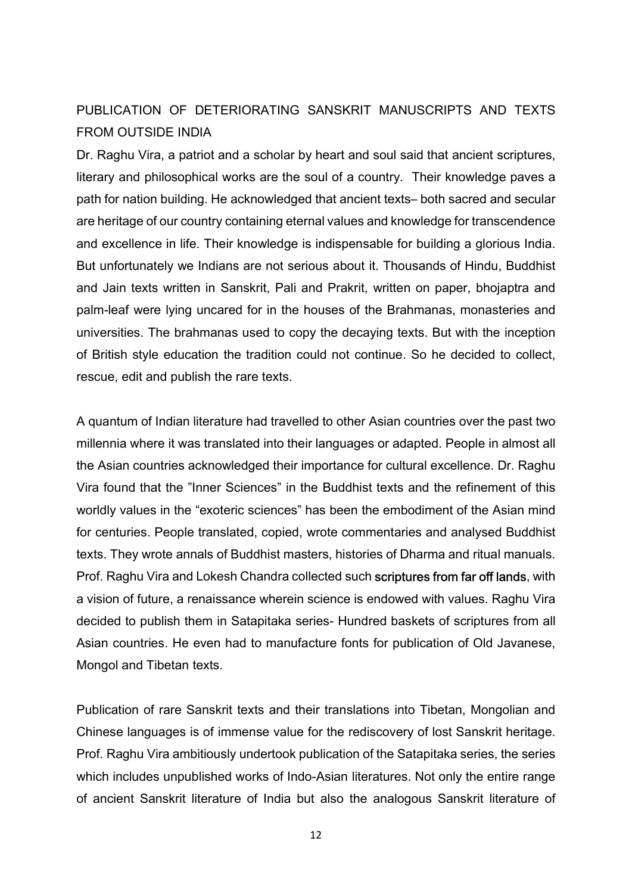## PUBLICATION OF DETERIORATING SANSKRIT MANUSCRIPTS AND TEXTS FROM OUTSIDE INDIA

Dr. Raghu Vira, a patriot and a scholar by heart and soul said that ancient scriptures, literary and philosophical works are the soul of a country. Their knowledge paves a path for nation building. He acknowledged that ancient texts– both sacred and secular are heritage of our country containing eternal values and knowledge for transcendence and excellence in life. Their knowledge is indispensable for building a glorious India. But unfortunately we Indians are not serious about it. Thousands of Hindu, Buddhist and Jain texts written in Sanskrit, Pali and Prakrit, written on paper, bhojaptra and palm-leaf were lying uncared for in the houses of the Brahmanas, monasteries and universities. The brahmanas used to copy the decaying texts. But with the inception of British style education the tradition could not continue. So he decided to collect, rescue, edit and publish the rare texts.

A quantum of Indian literature had travelled to other Asian countries over the past two millennia where it was translated into their languages or adapted. People in almost all the Asian countries acknowledged their importance for cultural excellence. Dr. Raghu Vira found that the "Inner Sciences" in the Buddhist texts and the refinement of this worldly values in the "exoteric sciences" has been the embodiment of the Asian mind for centuries. People translated, copied, wrote commentaries and analysed Buddhist texts. They wrote annals of Buddhist masters, histories of Dharma and ritual manuals. Prof. Raghu Vira and Lokesh Chandra collected such scriptures from far off lands, with a vision of future, a renaissance wherein science is endowed with values. Raghu Vira decided to publish them in Satapitaka series- Hundred baskets of scriptures from all Asian countries. He even had to manufacture fonts for publication of Old Javanese, Mongol and Tibetan texts.

Publication of rare Sanskrit texts and their translations into Tibetan, Mongolian and Chinese languages is of immense value for the rediscovery of lost Sanskrit heritage. Prof. Raghu Vira ambitiously undertook publication of the Satapitaka series, the series which includes unpublished works of Indo-Asian literatures. Not only the entire range of ancient Sanskrit literature of India but also the analogous Sanskrit literature of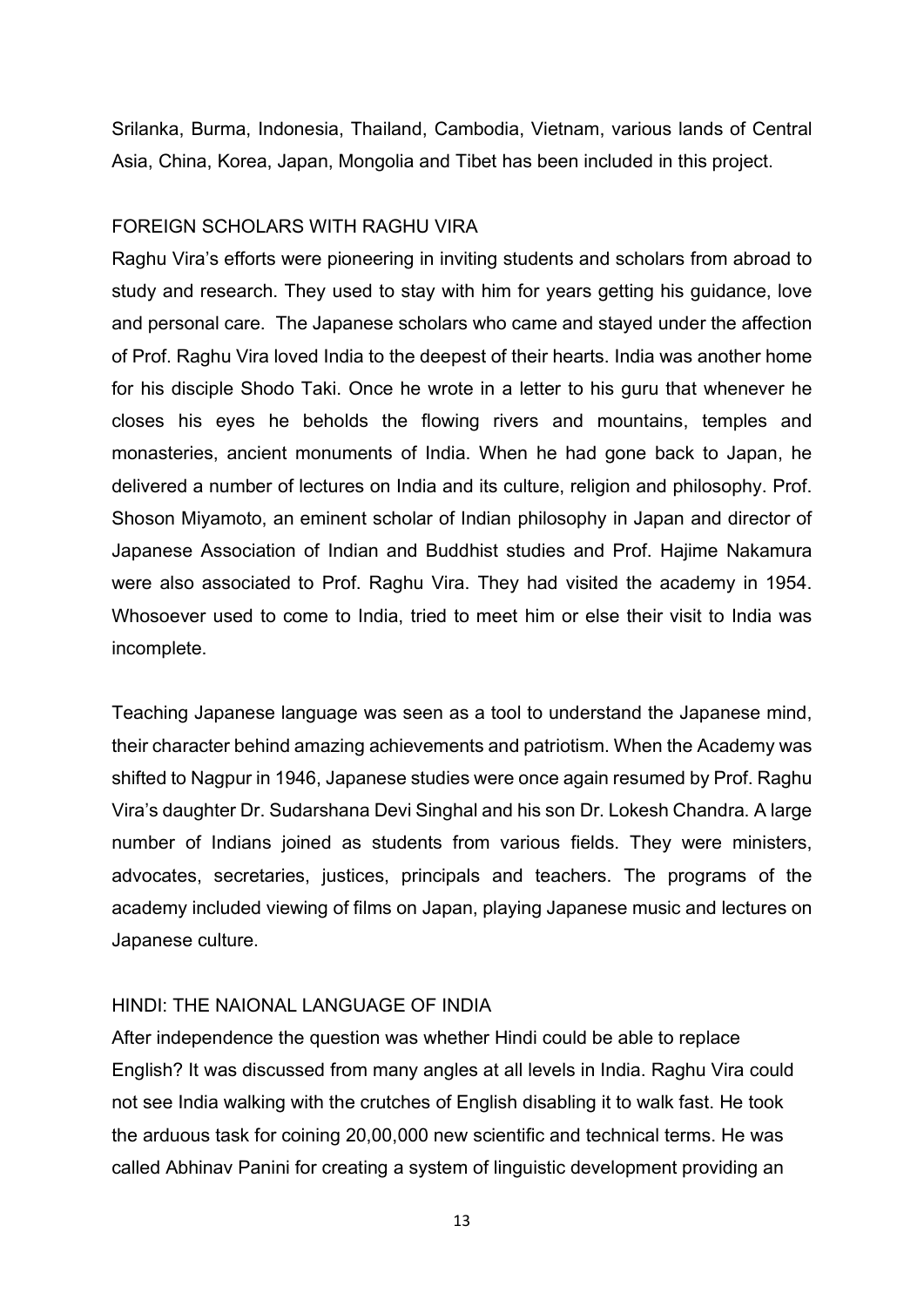Srilanka, Burma, Indonesia, Thailand, Cambodia, Vietnam, various lands of Central Asia, China, Korea, Japan, Mongolia and Tibet has been included in this project.

## FOREIGN SCHOLARS WITH RAGHU VIRA

Raghu Vira's efforts were pioneering in inviting students and scholars from abroad to study and research. They used to stay with him for years getting his guidance, love and personal care. The Japanese scholars who came and stayed under the affection of Prof. Raghu Vira loved India to the deepest of their hearts. India was another home for his disciple Shodo Taki. Once he wrote in a letter to his guru that whenever he closes his eyes he beholds the flowing rivers and mountains, temples and monasteries, ancient monuments of India. When he had gone back to Japan, he delivered a number of lectures on India and its culture, religion and philosophy. Prof. Shoson Miyamoto, an eminent scholar of Indian philosophy in Japan and director of Japanese Association of Indian and Buddhist studies and Prof. Hajime Nakamura were also associated to Prof. Raghu Vira. They had visited the academy in 1954. Whosoever used to come to India, tried to meet him or else their visit to India was incomplete.

Teaching Japanese language was seen as a tool to understand the Japanese mind, their character behind amazing achievements and patriotism. When the Academy was shifted to Nagpur in 1946, Japanese studies were once again resumed by Prof. Raghu Vira's daughter Dr. Sudarshana Devi Singhal and his son Dr. Lokesh Chandra. A large number of Indians joined as students from various fields. They were ministers, advocates, secretaries, justices, principals and teachers. The programs of the academy included viewing of films on Japan, playing Japanese music and lectures on Japanese culture.

## HINDI: THE NAIONAL LANGUAGE OF INDIA

After independence the question was whether Hindi could be able to replace English? It was discussed from many angles at all levels in India. Raghu Vira could not see India walking with the crutches of English disabling it to walk fast. He took the arduous task for coining 20,00,000 new scientific and technical terms. He was called Abhinav Panini for creating a system of linguistic development providing an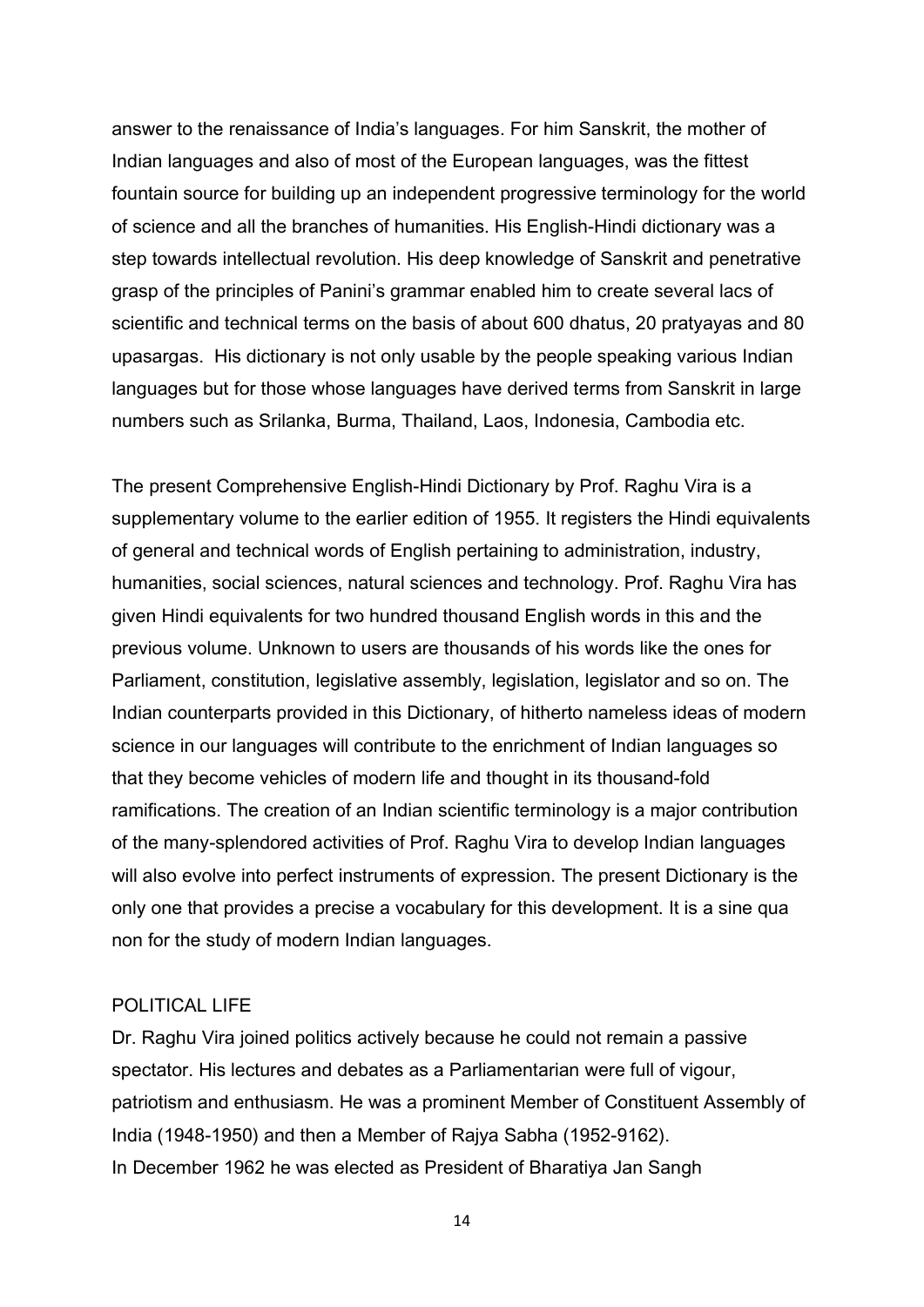answer to the renaissance of India's languages. For him Sanskrit, the mother of Indian languages and also of most of the European languages, was the fittest fountain source for building up an independent progressive terminology for the world of science and all the branches of humanities. His English-Hindi dictionary was a step towards intellectual revolution. His deep knowledge of Sanskrit and penetrative grasp of the principles of Panini's grammar enabled him to create several lacs of scientific and technical terms on the basis of about 600 dhatus, 20 pratyayas and 80 upasargas. His dictionary is not only usable by the people speaking various Indian languages but for those whose languages have derived terms from Sanskrit in large numbers such as Srilanka, Burma, Thailand, Laos, Indonesia, Cambodia etc.

The present Comprehensive English-Hindi Dictionary by Prof. Raghu Vira is a supplementary volume to the earlier edition of 1955. It registers the Hindi equivalents of general and technical words of English pertaining to administration, industry, humanities, social sciences, natural sciences and technology. Prof. Raghu Vira has given Hindi equivalents for two hundred thousand English words in this and the previous volume. Unknown to users are thousands of his words like the ones for Parliament, constitution, legislative assembly, legislation, legislator and so on. The Indian counterparts provided in this Dictionary, of hitherto nameless ideas of modern science in our languages will contribute to the enrichment of Indian languages so that they become vehicles of modern life and thought in its thousand-fold ramifications. The creation of an Indian scientific terminology is a major contribution of the many-splendored activities of Prof. Raghu Vira to develop Indian languages will also evolve into perfect instruments of expression. The present Dictionary is the only one that provides a precise a vocabulary for this development. It is a sine qua non for the study of modern Indian languages.

POLITICAL LIFE

Dr. Raghu Vira joined politics actively because he could not remain a passive spectator. His lectures and debates as a Parliamentarian were full of vigour, patriotism and enthusiasm. He was a prominent Member of Constituent Assembly of India (1948-1950) and then a Member of Rajya Sabha (1952-9162).

In December 1962 he was elected as President of Bharatiya Jan Sangh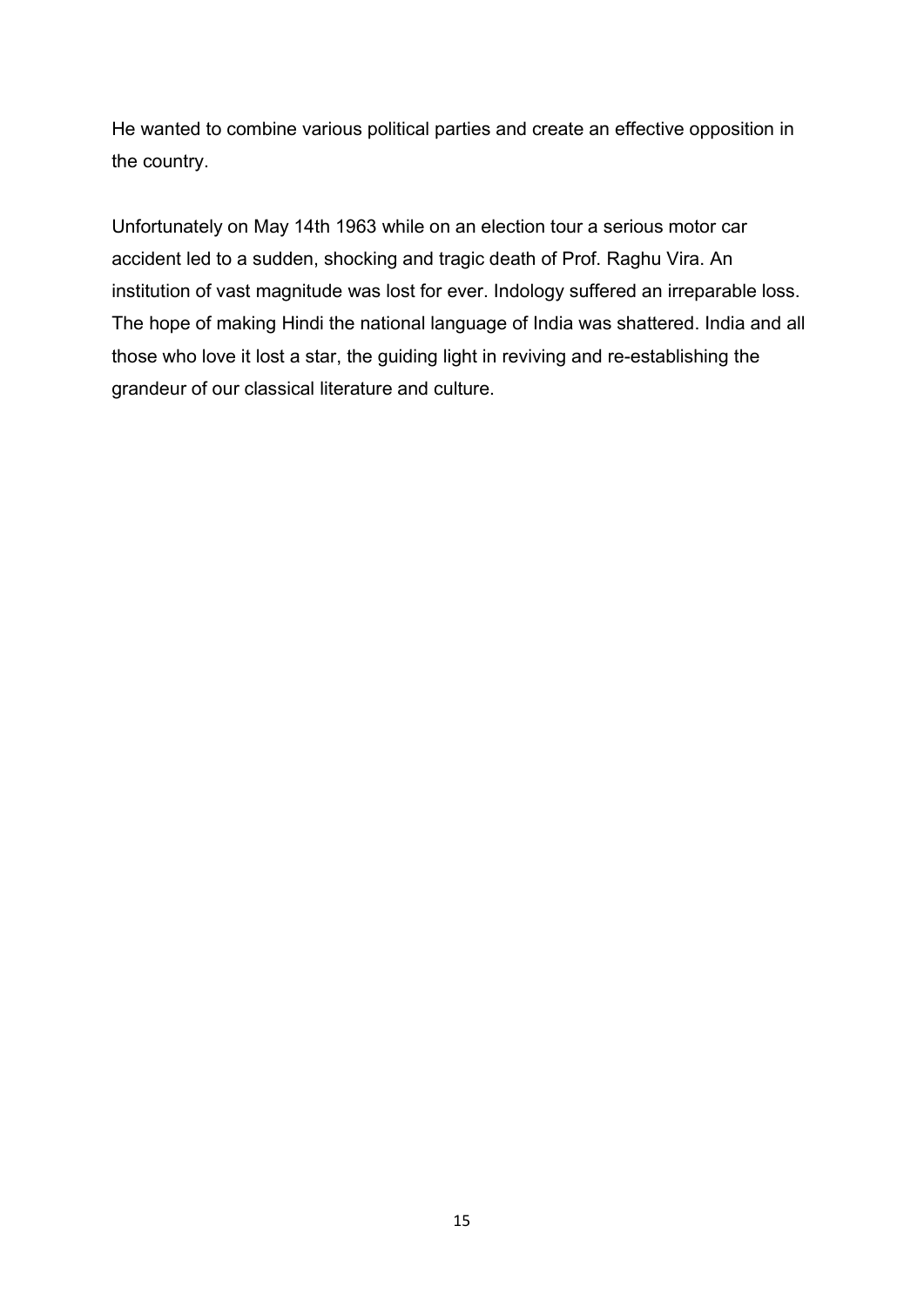He wanted to combine various political parties and create an effective opposition in the country.

Unfortunately on May 14th 1963 while on an election tour a serious motor car accident led to a sudden, shocking and tragic death of Prof. Raghu Vira. An institution of vast magnitude was lost for ever. Indology suffered an irreparable loss. The hope of making Hindi the national language of India was shattered. India and all those who love it lost a star, the guiding light in reviving and re-establishing the grandeur of our classical literature and culture.